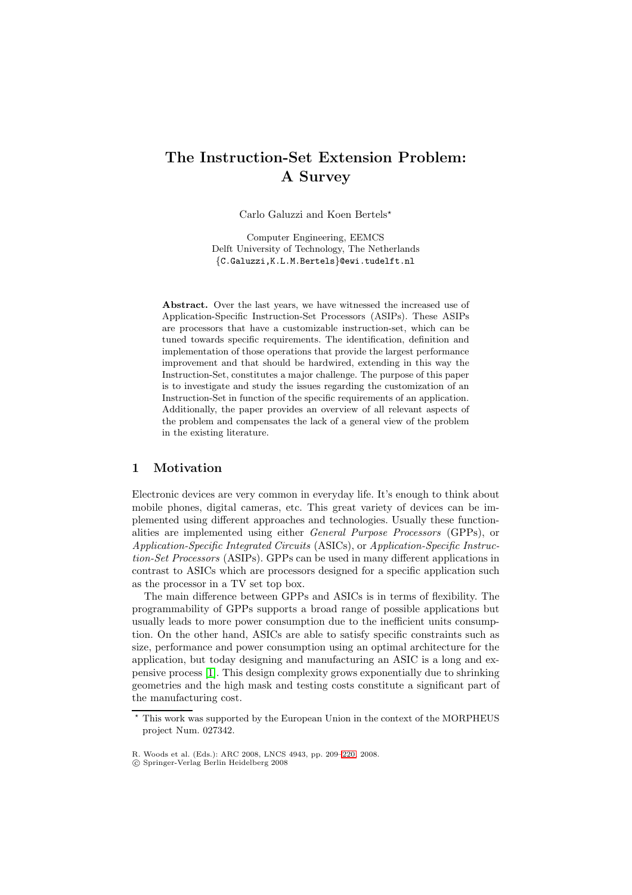# The Instruction-Set Extension Problem: A Survey

Carlo Galuzzi and Koen Bertels*

Computer Engineering, EEMCS
Delft University of Technology, The Netherlands
{C.Galuzzi,K.L.M.Bertels}@ewi.tudelft.nl

**Abstract.** Over the last years, we have witnessed the increased use of Application-Specific Instruction-Set Processors (ASIPs). These ASIPs are processors that have a customizable instruction-set, which can be tuned towards specific requirements. The identification, definition and implementation of those operations that provide the largest performance improvement and that should be hardwired, extending in this way the Instruction-Set, constitutes a major challenge. The purpose of this paper is to investigate and study the issues regarding the customization of an Instruction-Set in function of the specific requirements of an application. Additionally, the paper provides an overview of all relevant aspects of the problem and compensates the lack of a general view of the problem in the existing literature.

## 1 Motivation

Electronic devices are very common in everyday life. It's enough to think about mobile phones, digital cameras, etc. This great variety of devices can be implemented using different approaches and technologies. Usually these functionalities are implemented using either *General Purpose Processors* (GPPs), or *Application-Specific Integrated Circuits* (ASICs), or *Application-Specific Instruction-Set Processors* (ASIPs). GPPs can be used in many different applications in contrast to ASICs which are processors designed for a specific application such as the processor in a TV set top box.

The main difference between GPPs and ASICs is in terms of flexibility. The programmability of GPPs supports a broad range of possible applications but usually leads to more power consumption due to the inefficient units consumption. On the other hand, ASICs are able to satisfy specific constraints such as size, performance and power consumption using an optimal architecture for the application, but today designing and manufacturing an ASIC is a long and expensive process [1]. This design complexity grows exponentially due to shrinking geometries and the high mask and testing costs constitute a significant part of the manufacturing cost.

* This work was supported by the European Union in the context of the MORPHEUS project Num. 027342.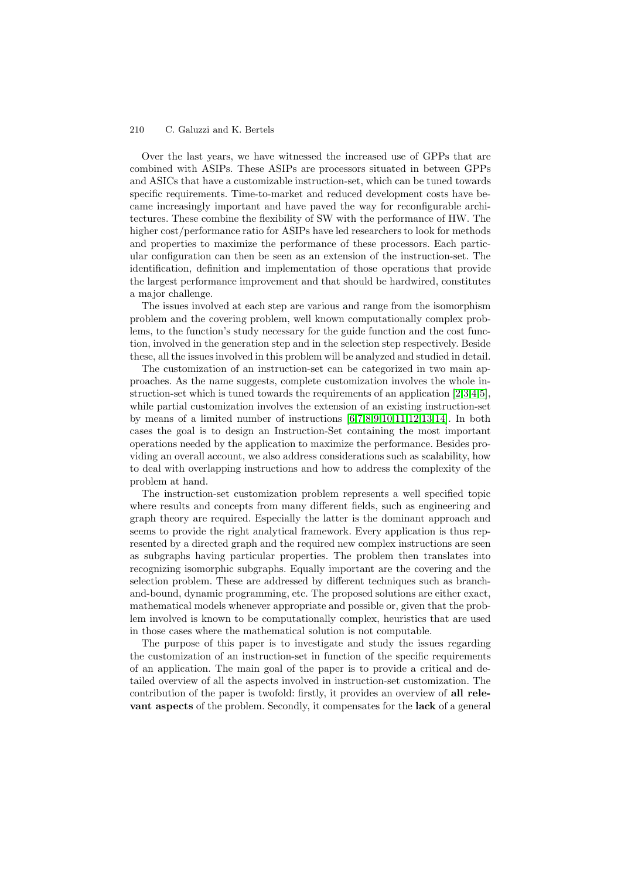Over the last years, we have witnessed the increased use of GPPs that are combined with ASIPs. These ASIPs are processors situated in between GPPs and ASICs that have a customizable instruction-set, which can be tuned towards specific requirements. Time-to-market and reduced development costs have became increasingly important and have paved the way for reconfigurable architectures. These combine the flexibility of SW with the performance of HW. The higher cost/performance ratio for ASIPs have led researchers to look for methods and properties to maximize the performance of these processors. Each particular configuration can then be seen as an extension of the instruction-set. The identification, definition and implementation of those operations that provide the largest performance improvement and that should be hardwired, constitutes a major challenge.

The issues involved at each step are various and range from the isomorphism problem and the covering problem, well known computationally complex problems, to the function's study necessary for the guide function and the cost function, involved in the generation step and in the selection step respectively. Beside these, all the issues involved in this problem will be analyzed and studied in detail.

The customization of an instruction-set can be categorized in two main approaches. As the name suggests, complete customization involves the whole instruction-set which is tuned towards the requirements of an application [2,3,4,5], while partial customization involves the extension of an existing instruction-set by means of a limited number of instructions [6,7,8,9,10,11,12,13,14]. In both cases the goal is to design an Instruction-Set containing the most important operations needed by the application to maximize the performance. Besides providing an overall account, we also address considerations such as scalability, how to deal with overlapping instructions and how to address the complexity of the problem at hand.

The instruction-set customization problem represents a well specified topic where results and concepts from many different fields, such as engineering and graph theory are required. Especially the latter is the dominant approach and seems to provide the right analytical framework. Every application is thus represented by a directed graph and the required new complex instructions are seen as subgraphs having particular properties. The problem then translates into recognizing isomorphic subgraphs. Equally important are the covering and the selection problem. These are addressed by different techniques such as branch-and-bound, dynamic programming, etc. The proposed solutions are either exact, mathematical models whenever appropriate and possible or, given that the problem involved is known to be computationally complex, heuristics that are used in those cases where the mathematical solution is not computable.

The purpose of this paper is to investigate and study the issues regarding the customization of an instruction-set in function of the specific requirements of an application. The main goal of the paper is to provide a critical and detailed overview of all the aspects involved in instruction-set customization. The contribution of the paper is twofold: firstly, it provides an overview of **all relevant aspects** of the problem. Secondly, it compensates for the **lack** of a general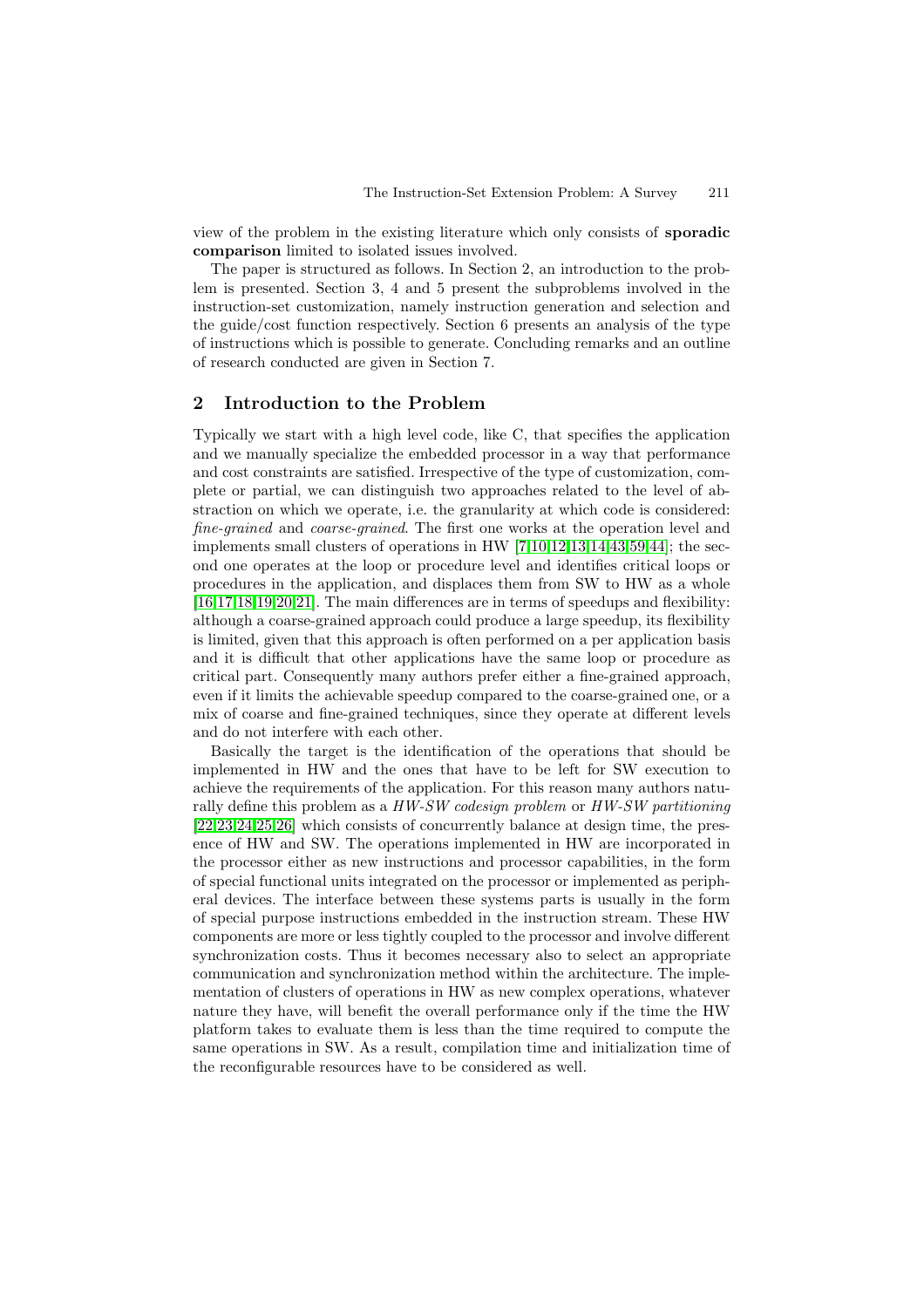view of the problem in the existing literature which only consists of **sporadic comparison** limited to isolated issues involved.

The paper is structured as follows. In Section 2, an introduction to the problem is presented. Section 3, 4 and 5 present the subproblems involved in the instruction-set customization, namely instruction generation and selection and the guide/cost function respectively. Section 6 presents an analysis of the type of instructions which is possible to generate. Concluding remarks and an outline of research conducted are given in Section 7.

## 2 Introduction to the Problem

Typically we start with a high level code, like C, that specifies the application and we manually specialize the embedded processor in a way that performance and cost constraints are satisfied. Irrespective of the type of customization, complete or partial, we can distinguish two approaches related to the level of abstraction on which we operate, i.e. the granularity at which code is considered: *fine-grained* and *coarse-grained*. The first one works at the operation level and implements small clusters of operations in HW [7,10,12,13,14,43,59,44]; the second one operates at the loop or procedure level and identifies critical loops or procedures in the application, and displaces them from SW to HW as a whole [16,17,18,19,20,21]. The main differences are in terms of speedups and flexibility: although a coarse-grained approach could produce a large speedup, its flexibility is limited, given that this approach is often performed on a per application basis and it is difficult that other applications have the same loop or procedure as critical part. Consequently many authors prefer either a fine-grained approach, even if it limits the achievable speedup compared to the coarse-grained one, or a mix of coarse and fine-grained techniques, since they operate at different levels and do not interfere with each other.

Basically the target is the identification of the operations that should be implemented in HW and the ones that have to be left for SW execution to achieve the requirements of the application. For this reason many authors naturally define this problem as a *HW-SW codesign problem* or *HW-SW partitioning* [22,23,24,25,26] which consists of concurrently balance at design time, the presence of HW and SW. The operations implemented in HW are incorporated in the processor either as new instructions and processor capabilities, in the form of special functional units integrated on the processor or implemented as peripheral devices. The interface between these systems parts is usually in the form of special purpose instructions embedded in the instruction stream. These HW components are more or less tightly coupled to the processor and involve different synchronization costs. Thus it becomes necessary also to select an appropriate communication and synchronization method within the architecture. The implementation of clusters of operations in HW as new complex operations, whatever nature they have, will benefit the overall performance only if the time the HW platform takes to evaluate them is less than the time required to compute the same operations in SW. As a result, compilation time and initialization time of the reconfigurable resources have to be considered as well.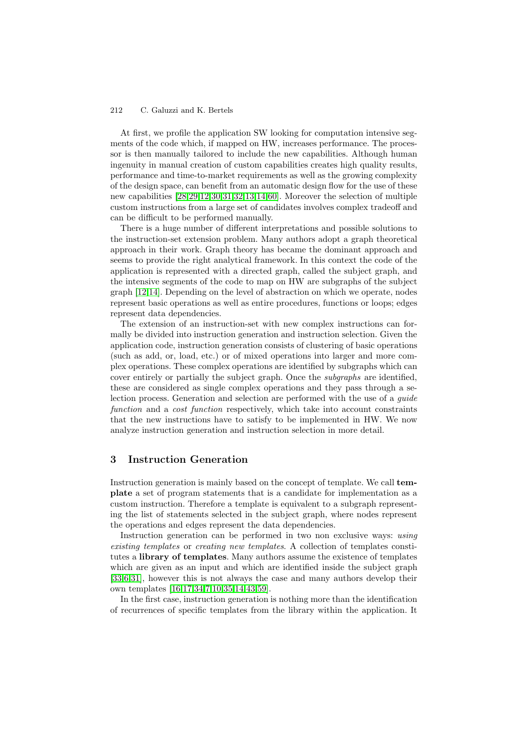At first, we profile the application SW looking for computation intensive segments of the code which, if mapped on HW, increases performance. The processor is then manually tailored to include the new capabilities. Although human ingenuity in manual creation of custom capabilities creates high quality results, performance and time-to-market requirements as well as the growing complexity of the design space, can benefit from an automatic design flow for the use of these new capabilities [28,29,12,30,31,32,13,14,60]. Moreover the selection of multiple custom instructions from a large set of candidates involves complex tradeoff and can be difficult to be performed manually.

There is a huge number of different interpretations and possible solutions to the instruction-set extension problem. Many authors adopt a graph theoretical approach in their work. Graph theory has became the dominant approach and seems to provide the right analytical framework. In this context the code of the application is represented with a directed graph, called the subject graph, and the intensive segments of the code to map on HW are subgraphs of the subject graph [12,14]. Depending on the level of abstraction on which we operate, nodes represent basic operations as well as entire procedures, functions or loops; edges represent data dependencies.

The extension of an instruction-set with new complex instructions can formally be divided into instruction generation and instruction selection. Given the application code, instruction generation consists of clustering of basic operations (such as add, or, load, etc.) or of mixed operations into larger and more complex operations. These complex operations are identified by subgraphs which can cover entirely or partially the subject graph. Once the *subgraphs* are identified, these are considered as single complex operations and they pass through a selection process. Generation and selection are performed with the use of a *guide function* and a *cost function* respectively, which take into account constraints that the new instructions have to satisfy to be implemented in HW. We now analyze instruction generation and instruction selection in more detail.

## 3 Instruction Generation

Instruction generation is mainly based on the concept of template. We call **template** a set of program statements that is a candidate for implementation as a custom instruction. Therefore a template is equivalent to a subgraph representing the list of statements selected in the subject graph, where nodes represent the operations and edges represent the data dependencies.

Instruction generation can be performed in two non exclusive ways: *using existing templates* or *creating new templates*. A collection of templates constitutes a **library of templates**. Many authors assume the existence of templates which are given as an input and which are identified inside the subject graph [33,6,31], however this is not always the case and many authors develop their own templates [16,17,34,7,10,35,14,43,59].

In the first case, instruction generation is nothing more than the identification of recurrences of specific templates from the library within the application. It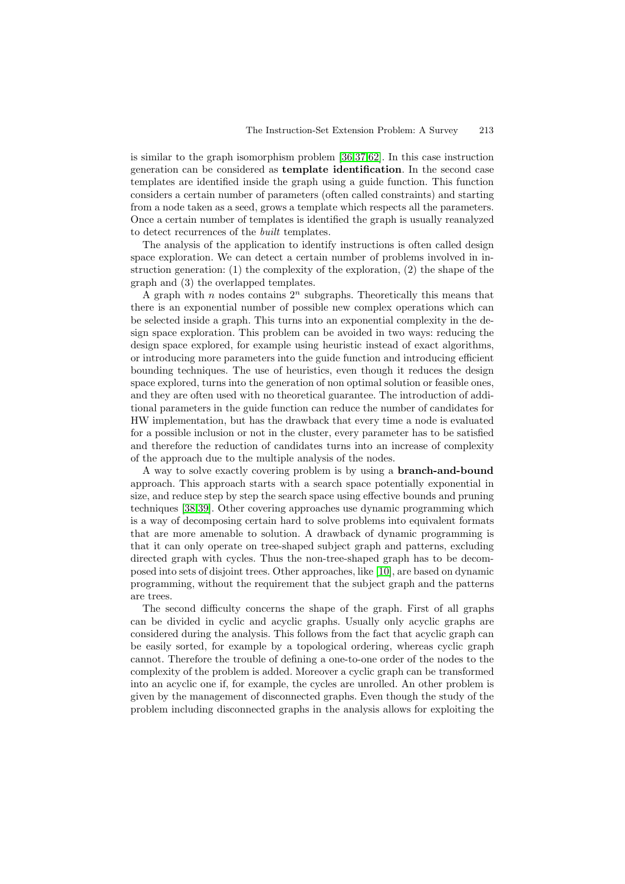is similar to the graph isomorphism problem [36,37,62]. In this case instruction generation can be considered as **template identification**. In the second case templates are identified inside the graph using a guide function. This function considers a certain number of parameters (often called constraints) and starting from a node taken as a seed, grows a template which respects all the parameters. Once a certain number of templates is identified the graph is usually reanalyzed to detect recurrences of the *built* templates.

The analysis of the application to identify instructions is often called design space exploration. We can detect a certain number of problems involved in instruction generation: (1) the complexity of the exploration, (2) the shape of the graph and (3) the overlapped templates.

A graph with $n$ nodes contains $2^n$ subgraphs. Theoretically this means that there is an exponential number of possible new complex operations which can be selected inside a graph. This turns into an exponential complexity in the design space exploration. This problem can be avoided in two ways: reducing the design space explored, for example using heuristic instead of exact algorithms, or introducing more parameters into the guide function and introducing efficient bounding techniques. The use of heuristics, even though it reduces the design space explored, turns into the generation of non optimal solution or feasible ones, and they are often used with no theoretical guarantee. The introduction of additional parameters in the guide function can reduce the number of candidates for HW implementation, but has the drawback that every time a node is evaluated for a possible inclusion or not in the cluster, every parameter has to be satisfied and therefore the reduction of candidates turns into an increase of complexity of the approach due to the multiple analysis of the nodes.

A way to solve exactly covering problem is by using a **branch-and-bound** approach. This approach starts with a search space potentially exponential in size, and reduce step by step the search space using effective bounds and pruning techniques [38,39]. Other covering approaches use dynamic programming which is a way of decomposing certain hard to solve problems into equivalent formats that are more amenable to solution. A drawback of dynamic programming is that it can only operate on tree-shaped subject graph and patterns, excluding directed graph with cycles. Thus the non-tree-shaped graph has to be decomposed into sets of disjoint trees. Other approaches, like [10], are based on dynamic programming, without the requirement that the subject graph and the patterns are trees.

The second difficulty concerns the shape of the graph. First of all graphs can be divided in cyclic and acyclic graphs. Usually only acyclic graphs are considered during the analysis. This follows from the fact that acyclic graph can be easily sorted, for example by a topological ordering, whereas cyclic graph cannot. Therefore the trouble of defining a one-to-one order of the nodes to the complexity of the problem is added. Moreover a cyclic graph can be transformed into an acyclic one if, for example, the cycles are unrolled. An other problem is given by the management of disconnected graphs. Even though the study of the problem including disconnected graphs in the analysis allows for exploiting the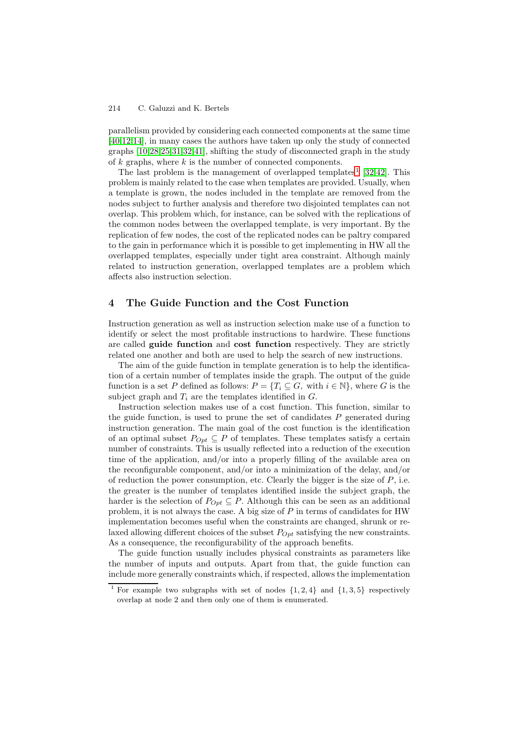parallelism provided by considering each connected components at the same time [40,12,14], in many cases the authors have taken up only the study of connected graphs [10,28,25,31,32,41], shifting the study of disconnected graph in the study of $k$ graphs, where $k$ is the number of connected components.

The last problem is the management of overlapped templates[1] [32,42]. This problem is mainly related to the case when templates are provided. Usually, when a template is grown, the nodes included in the template are removed from the nodes subject to further analysis and therefore two disjointed templates can not overlap. This problem which, for instance, can be solved with the replications of the common nodes between the overlapped template, is very important. By the replication of few nodes, the cost of the replicated nodes can be paltry compared to the gain in performance which it is possible to get implementing in HW all the overlapped templates, especially under tight area constraint. Although mainly related to instruction generation, overlapped templates are a problem which affects also instruction selection.

## 4 The Guide Function and the Cost Function

Instruction generation as well as instruction selection make use of a function to identify or select the most profitable instructions to hardwire. These functions are called **guide function** and **cost function** respectively. They are strictly related one another and both are used to help the search of new instructions.

The aim of the guide function in template generation is to help the identification of a certain number of templates inside the graph. The output of the guide function is a set $P$ defined as follows: $P = \{T_i \subseteq G, \text{ with } i \in \mathbb{N}\}$, where $G$ is the subject graph and $T_i$ are the templates identified in $G$.

Instruction selection makes use of a cost function. This function, similar to the guide function, is used to prune the set of candidates $P$ generated during instruction generation. The main goal of the cost function is the identification of an optimal subset $P_{Opt} \subseteq P$ of templates. These templates satisfy a certain number of constraints. This is usually reflected into a reduction of the execution time of the application, and/or into a properly filling of the available area on the reconfigurable component, and/or into a minimization of the delay, and/or of reduction the power consumption, etc. Clearly the bigger is the size of $P$, i.e. the greater is the number of templates identified inside the subject graph, the harder is the selection of $P_{Opt} \subseteq P$. Although this can be seen as an additional problem, it is not always the case. A big size of $P$ in terms of candidates for HW implementation becomes useful when the constraints are changed, shrunk or relaxed allowing different choices of the subset $P_{Opt}$ satisfying the new constraints. As a consequence, the reconfigurability of the approach benefits.

The guide function usually includes physical constraints as parameters like the number of inputs and outputs. Apart from that, the guide function can include more generally constraints which, if respected, allows the implementation

[1] For example two subgraphs with set of nodes $\{1, 2, 4\}$ and $\{1, 3, 5\}$ respectively overlap at node 2 and then only one of them is enumerated.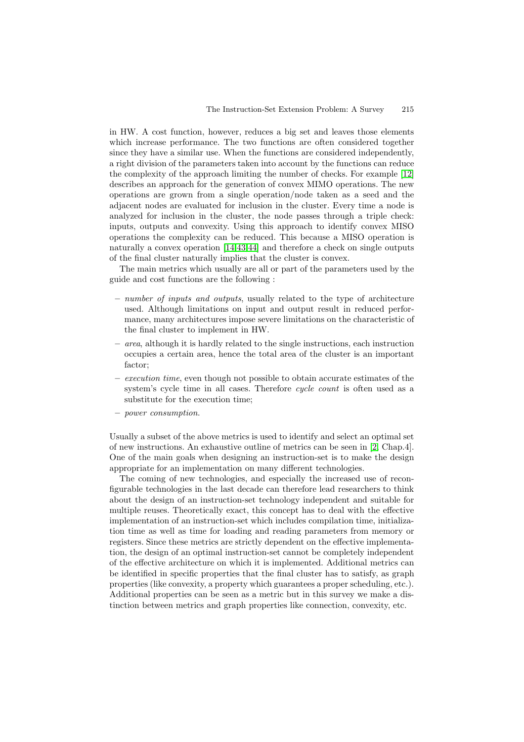in HW. A cost function, however, reduces a big set and leaves those elements which increase performance. The two functions are often considered together since they have a similar use. When the functions are considered independently, a right division of the parameters taken into account by the functions can reduce the complexity of the approach limiting the number of checks. For example [12] describes an approach for the generation of convex MIMO operations. The new operations are grown from a single operation/node taken as a seed and the adjacent nodes are evaluated for inclusion in the cluster. Every time a node is analyzed for inclusion in the cluster, the node passes through a triple check: inputs, outputs and convexity. Using this approach to identify convex MISO operations the complexity can be reduced. This because a MISO operation is naturally a convex operation [14,43,44] and therefore a check on single outputs of the final cluster naturally implies that the cluster is convex.

The main metrics which usually are all or part of the parameters used by the guide and cost functions are the following :

– *number of inputs and outputs*, usually related to the type of architecture used. Although limitations on input and output result in reduced performance, many architectures impose severe limitations on the characteristic of the final cluster to implement in HW.
– *area*, although it is hardly related to the single instructions, each instruction occupies a certain area, hence the total area of the cluster is an important factor;
– *execution time*, even though not possible to obtain accurate estimates of the system's cycle time in all cases. Therefore *cycle count* is often used as a substitute for the execution time;
– *power consumption*.

Usually a subset of the above metrics is used to identify and select an optimal set of new instructions. An exhaustive outline of metrics can be seen in [2, Chap.4]. One of the main goals when designing an instruction-set is to make the design appropriate for an implementation on many different technologies.

The coming of new technologies, and especially the increased use of reconfigurable technologies in the last decade can therefore lead researchers to think about the design of an instruction-set technology independent and suitable for multiple reuses. Theoretically exact, this concept has to deal with the effective implementation of an instruction-set which includes compilation time, initialization time as well as time for loading and reading parameters from memory or registers. Since these metrics are strictly dependent on the effective implementation, the design of an optimal instruction-set cannot be completely independent of the effective architecture on which it is implemented. Additional metrics can be identified in specific properties that the final cluster has to satisfy, as graph properties (like convexity, a property which guarantees a proper scheduling, etc.). Additional properties can be seen as a metric but in this survey we make a distinction between metrics and graph properties like connection, convexity, etc.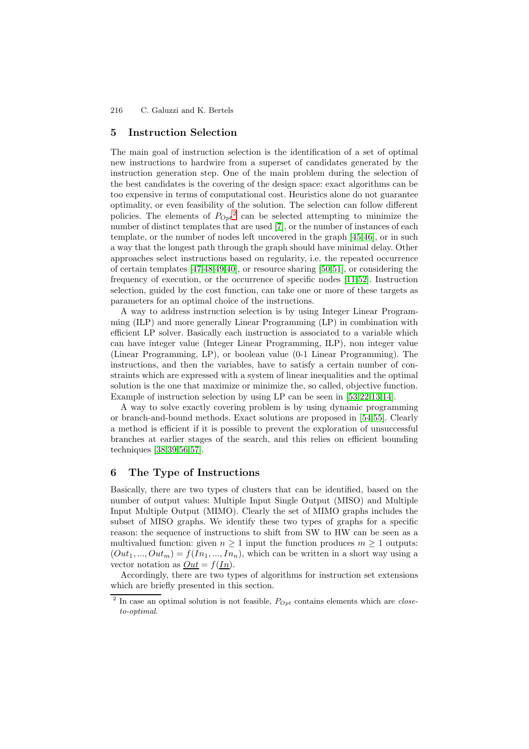## 5 Instruction Selection

The main goal of instruction selection is the identification of a set of optimal new instructions to hardwire from a superset of candidates generated by the instruction generation step. One of the main problem during the selection of the best candidates is the covering of the design space: exact algorithms can be too expensive in terms of computational cost. Heuristics alone do not guarantee optimality, or even feasibility of the solution. The selection can follow different policies. The elements of $P_{Opt}$[2] can be selected attempting to minimize the number of distinct templates that are used [7], or the number of instances of each template, or the number of nodes left uncovered in the graph [45,46], or in such a way that the longest path through the graph should have minimal delay. Other approaches select instructions based on regularity, i.e. the repeated occurrence of certain templates [47,48,49,40], or resource sharing [50,51], or considering the frequency of execution, or the occurrence of specific nodes [11,52]. Instruction selection, guided by the cost function, can take one or more of these targets as parameters for an optimal choice of the instructions.

A way to address instruction selection is by using Integer Linear Programming (ILP) and more generally Linear Programming (LP) in combination with efficient LP solver. Basically each instruction is associated to a variable which can have integer value (Integer Linear Programming, ILP), non integer value (Linear Programming, LP), or boolean value (0-1 Linear Programming). The instructions, and then the variables, have to satisfy a certain number of constraints which are expressed with a system of linear inequalities and the optimal solution is the one that maximize or minimize the, so called, objective function. Example of instruction selection by using LP can be seen in [53,22,13,14].

A way to solve exactly covering problem is by using dynamic programming or branch-and-bound methods. Exact solutions are proposed in [54,55]. Clearly a method is efficient if it is possible to prevent the exploration of unsuccessful branches at earlier stages of the search, and this relies on efficient bounding techniques [38,39,56,57].

## 6 The Type of Instructions

Basically, there are two types of clusters that can be identified, based on the number of output values: Multiple Input Single Output (MISO) and Multiple Input Multiple Output (MIMO). Clearly the set of MIMO graphs includes the subset of MISO graphs. We identify these two types of graphs for a specific reason: the sequence of instructions to shift from SW to HW can be seen as a multivalued function: given $n \geq 1$ input the function produces $m \geq 1$ outputs: $(Out_1, ..., Out_m) = f(In_1, ..., In_n)$, which can be written in a short way using a vector notation as $\underline{Out} = f(\underline{In})$.

Accordingly, there are two types of algorithms for instruction set extensions which are briefly presented in this section.

[2] In case an optimal solution is not feasible, $P_{Opt}$ contains elements which are *close-to-optimal*.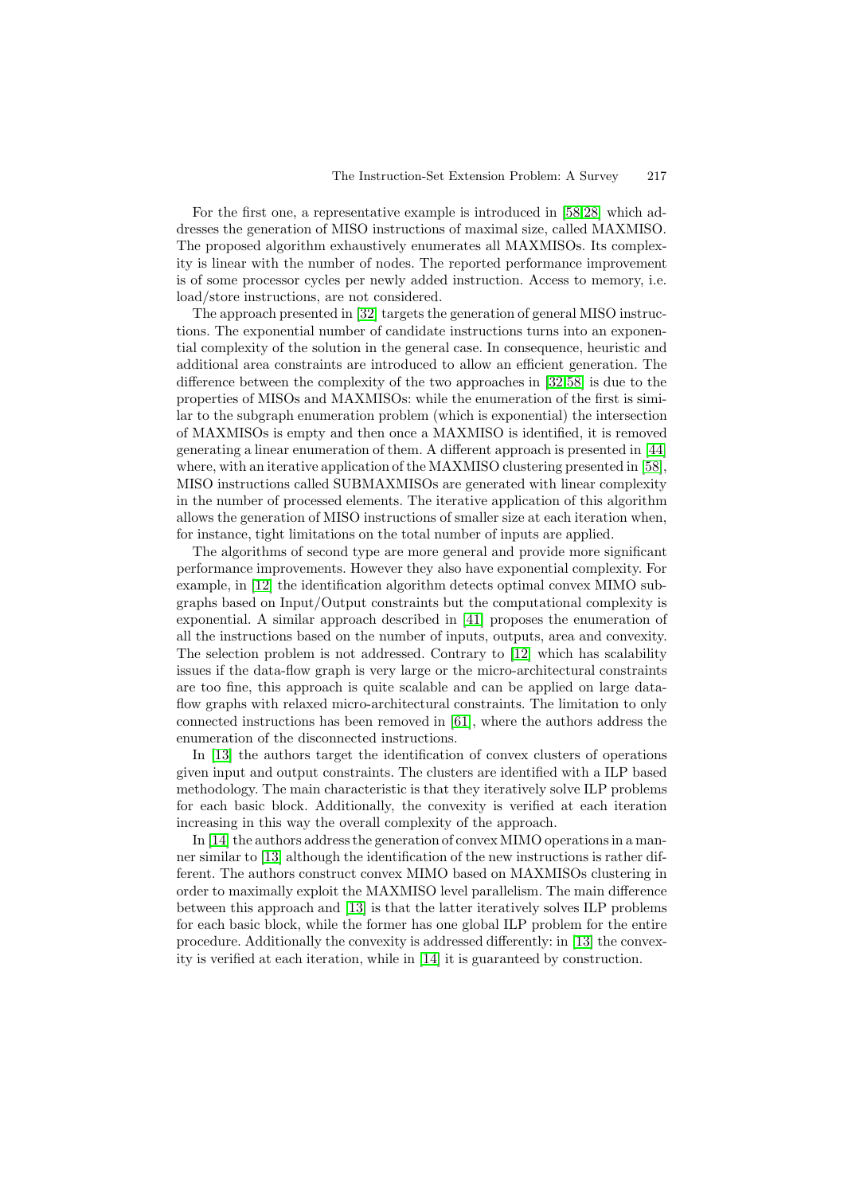For the first one, a representative example is introduced in [58,28] which addresses the generation of MISO instructions of maximal size, called MAXMISO. The proposed algorithm exhaustively enumerates all MAXMISOs. Its complexity is linear with the number of nodes. The reported performance improvement is of some processor cycles per newly added instruction. Access to memory, i.e. load/store instructions, are not considered.

The approach presented in [32] targets the generation of general MISO instructions. The exponential number of candidate instructions turns into an exponential complexity of the solution in the general case. In consequence, heuristic and additional area constraints are introduced to allow an efficient generation. The difference between the complexity of the two approaches in [32,58] is due to the properties of MISOs and MAXMISOs: while the enumeration of the first is similar to the subgraph enumeration problem (which is exponential) the intersection of MAXMISOs is empty and then once a MAXMISO is identified, it is removed generating a linear enumeration of them. A different approach is presented in [44] where, with an iterative application of the MAXMISO clustering presented in [58], MISO instructions called SUBMAXMISOs are generated with linear complexity in the number of processed elements. The iterative application of this algorithm allows the generation of MISO instructions of smaller size at each iteration when, for instance, tight limitations on the total number of inputs are applied.

The algorithms of second type are more general and provide more significant performance improvements. However they also have exponential complexity. For example, in [12] the identification algorithm detects optimal convex MIMO subgraphs based on Input/Output constraints but the computational complexity is exponential. A similar approach described in [41] proposes the enumeration of all the instructions based on the number of inputs, outputs, area and convexity. The selection problem is not addressed. Contrary to [12] which has scalability issues if the data-flow graph is very large or the micro-architectural constraints are too fine, this approach is quite scalable and can be applied on large data-flow graphs with relaxed micro-architectural constraints. The limitation to only connected instructions has been removed in [61], where the authors address the enumeration of the disconnected instructions.

In [13] the authors target the identification of convex clusters of operations given input and output constraints. The clusters are identified with a ILP based methodology. The main characteristic is that they iteratively solve ILP problems for each basic block. Additionally, the convexity is verified at each iteration increasing in this way the overall complexity of the approach.

In [14] the authors address the generation of convex MIMO operations in a manner similar to [13] although the identification of the new instructions is rather different. The authors construct convex MIMO based on MAXMISOs clustering in order to maximally exploit the MAXMISO level parallelism. The main difference between this approach and [13] is that the latter iteratively solves ILP problems for each basic block, while the former has one global ILP problem for the entire procedure. Additionally the convexity is addressed differently: in [13] the convexity is verified at each iteration, while in [14] it is guaranteed by construction.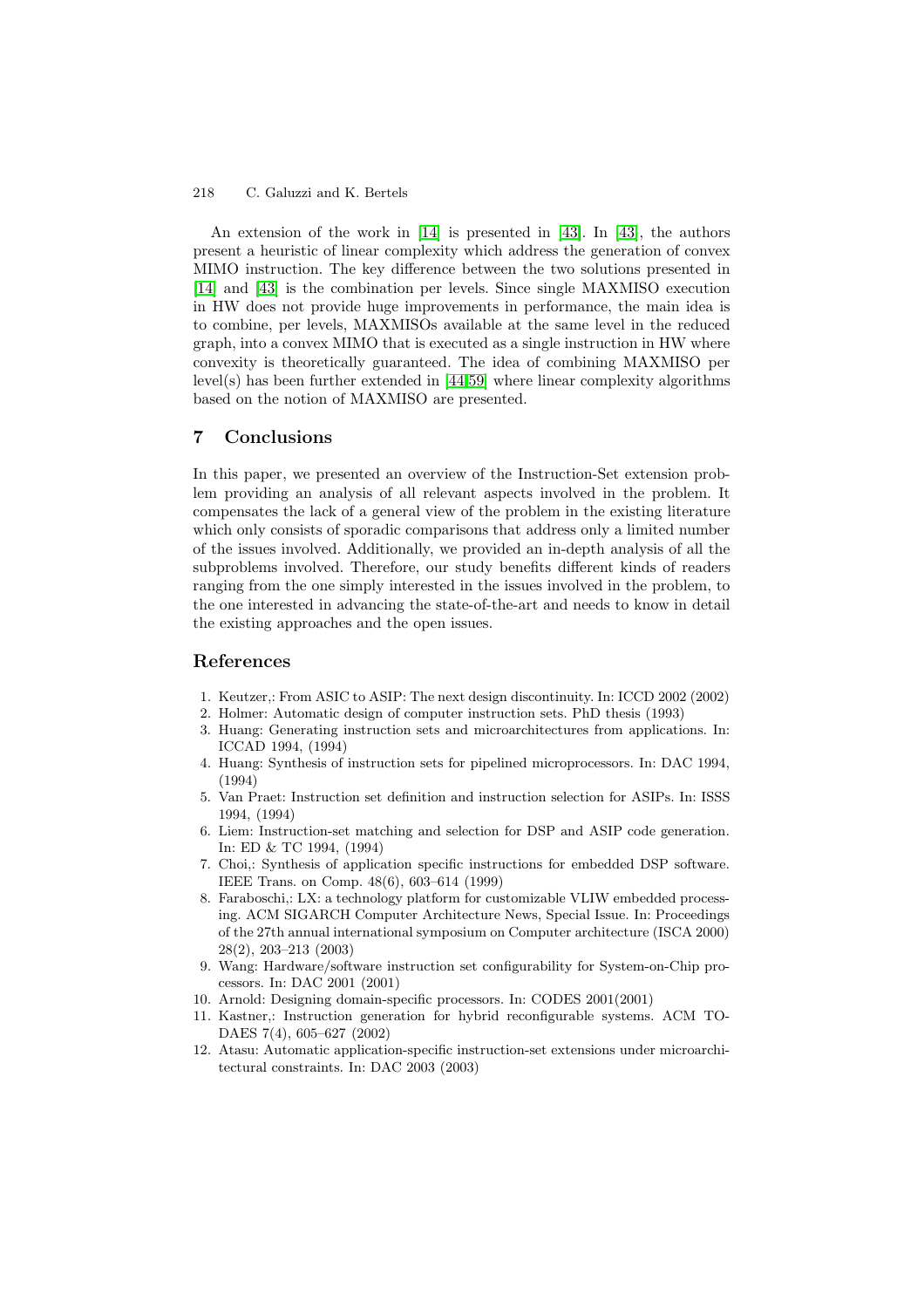An extension of the work in [14] is presented in [43]. In [43], the authors present a heuristic of linear complexity which address the generation of convex MIMO instruction. The key difference between the two solutions presented in [14] and [43] is the combination per levels. Since single MAXMISO execution in HW does not provide huge improvements in performance, the main idea is to combine, per levels, MAXMISOs available at the same level in the reduced graph, into a convex MIMO that is executed as a single instruction in HW where convexity is theoretically guaranteed. The idea of combining MAXMISO per level(s) has been further extended in [44,59] where linear complexity algorithms based on the notion of MAXMISO are presented.

## 7 Conclusions

In this paper, we presented an overview of the Instruction-Set extension problem providing an analysis of all relevant aspects involved in the problem. It compensates the lack of a general view of the problem in the existing literature which only consists of sporadic comparisons that address only a limited number of the issues involved. Additionally, we provided an in-depth analysis of all the subproblems involved. Therefore, our study benefits different kinds of readers ranging from the one simply interested in the issues involved in the problem, to the one interested in advancing the state-of-the-art and needs to know in detail the existing approaches and the open issues.

## References

1. Keutzer,: From ASIC to ASIP: The next design discontinuity. In: ICCD 2002 (2002)
2. Holmer: Automatic design of computer instruction sets. PhD thesis (1993)
3. Huang: Generating instruction sets and microarchitectures from applications. In: ICCAD 1994, (1994)
4. Huang: Synthesis of instruction sets for pipelined microprocessors. In: DAC 1994, (1994)
5. Van Praet: Instruction set definition and instruction selection for ASIPs. In: ISSS 1994, (1994)
6. Liem: Instruction-set matching and selection for DSP and ASIP code generation. In: ED & TC 1994, (1994)
7. Choi,: Synthesis of application specific instructions for embedded DSP software. IEEE Trans. on Comp. 48(6), 603–614 (1999)
8. Faraboschi,: LX: a technology platform for customizable VLIW embedded processing. ACM SIGARCH Computer Architecture News, Special Issue. In: Proceedings of the 27th annual international symposium on Computer architecture (ISCA 2000) 28(2), 203–213 (2003)
9. Wang: Hardware/software instruction set configurability for System-on-Chip processors. In: DAC 2001 (2001)
10. Arnold: Designing domain-specific processors. In: CODES 2001(2001)
11. Kastner,: Instruction generation for hybrid reconfigurable systems. ACM TODAES 7(4), 605–627 (2002)
12. Atasu: Automatic application-specific instruction-set extensions under microarchitectural constraints. In: DAC 2003 (2003)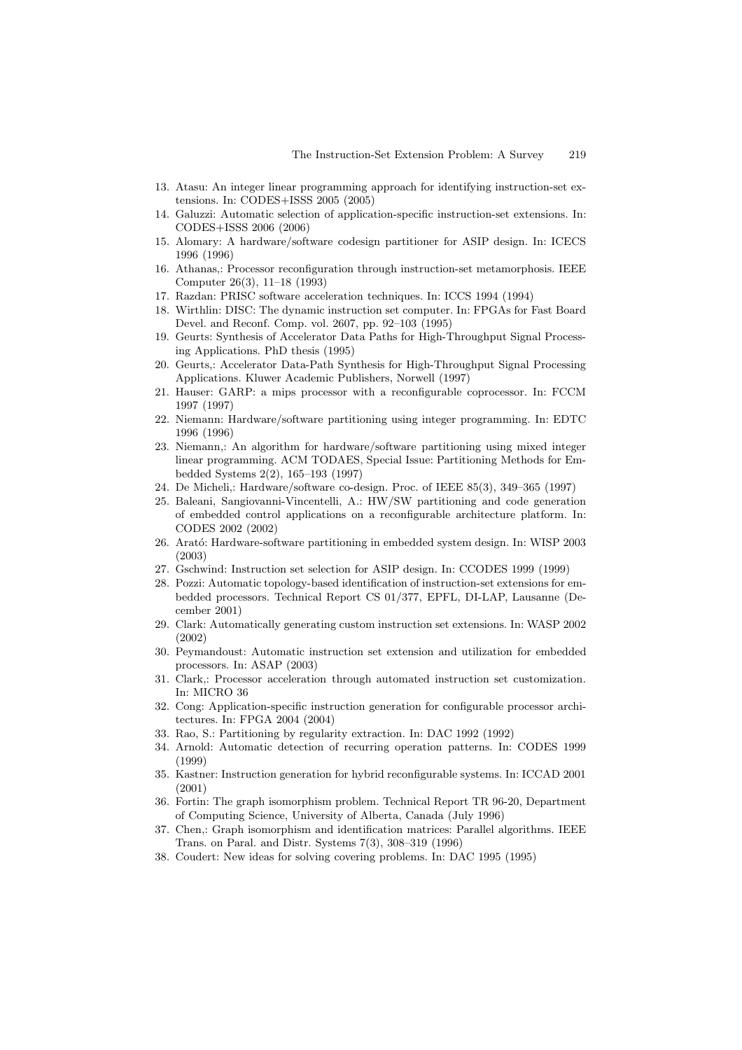13. Atasu: An integer linear programming approach for identifying instruction-set extensions. In: CODES+ISSS 2005 (2005)
14. Galuzzi: Automatic selection of application-specific instruction-set extensions. In: CODES+ISSS 2006 (2006)
15. Alomary: A hardware/software codesign partitioner for ASIP design. In: ICECS 1996 (1996)
16. Athanas,: Processor reconfiguration through instruction-set metamorphosis. IEEE Computer 26(3), 11–18 (1993)
17. Razdan: PRISC software acceleration techniques. In: ICCS 1994 (1994)
18. Wirthlin: DISC: The dynamic instruction set computer. In: FPGAs for Fast Board Devel. and Reconf. Comp. vol. 2607, pp. 92–103 (1995)
19. Geurts: Synthesis of Accelerator Data Paths for High-Throughput Signal Processing Applications. PhD thesis (1995)
20. Geurts,: Accelerator Data-Path Synthesis for High-Throughput Signal Processing Applications. Kluwer Academic Publishers, Norwell (1997)
21. Hauser: GARP: a mips processor with a reconfigurable coprocessor. In: FCCM 1997 (1997)
22. Niemann: Hardware/software partitioning using integer programming. In: EDTC 1996 (1996)
23. Niemann,: An algorithm for hardware/software partitioning using mixed integer linear programming. ACM TODAES, Special Issue: Partitioning Methods for Embedded Systems 2(2), 165–193 (1997)
24. De Micheli,: Hardware/software co-design. Proc. of IEEE 85(3), 349–365 (1997)
25. Baleani, Sangiovanni-Vincentelli, A.: HW/SW partitioning and code generation of embedded control applications on a reconfigurable architecture platform. In: CODES 2002 (2002)
26. Arató: Hardware-software partitioning in embedded system design. In: WISP 2003 (2003)
27. Gschwind: Instruction set selection for ASIP design. In: CCODES 1999 (1999)
28. Pozzi: Automatic topology-based identification of instruction-set extensions for embedded processors. Technical Report CS 01/377, EPFL, DI-LAP, Lausanne (December 2001)
29. Clark: Automatically generating custom instruction set extensions. In: WASP 2002 (2002)
30. Peymandoust: Automatic instruction set extension and utilization for embedded processors. In: ASAP (2003)
31. Clark,: Processor acceleration through automated instruction set customization. In: MICRO 36
32. Cong: Application-specific instruction generation for configurable processor architectures. In: FPGA 2004 (2004)
33. Rao, S.: Partitioning by regularity extraction. In: DAC 1992 (1992)
34. Arnold: Automatic detection of recurring operation patterns. In: CODES 1999 (1999)
35. Kastner: Instruction generation for hybrid reconfigurable systems. In: ICCAD 2001 (2001)
36. Fortin: The graph isomorphism problem. Technical Report TR 96-20, Department of Computing Science, University of Alberta, Canada (July 1996)
37. Chen,: Graph isomorphism and identification matrices: Parallel algorithms. IEEE Trans. on Paral. and Distr. Systems 7(3), 308–319 (1996)
38. Coudert: New ideas for solving covering problems. In: DAC 1995 (1995)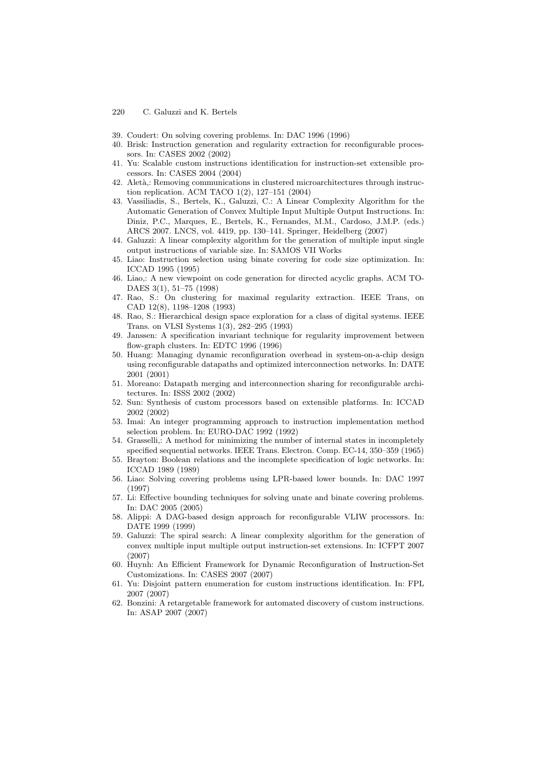39. Coudert: On solving covering problems. In: DAC 1996 (1996)
40. Brisk: Instruction generation and regularity extraction for reconfigurable processors. In: CASES 2002 (2002)
41. Yu: Scalable custom instructions identification for instruction-set extensible processors. In: CASES 2004 (2004)
42. Aletà,: Removing communications in clustered microarchitectures through instruction replication. ACM TACO 1(2), 127–151 (2004)
43. Vassiliadis, S., Bertels, K., Galuzzi, C.: A Linear Complexity Algorithm for the Automatic Generation of Convex Multiple Input Multiple Output Instructions. In: Diniz, P.C., Marques, E., Bertels, K., Fernandes, M.M., Cardoso, J.M.P. (eds.) ARCS 2007. LNCS, vol. 4419, pp. 130–141. Springer, Heidelberg (2007)
44. Galuzzi: A linear complexity algorithm for the generation of multiple input single output instructions of variable size. In: SAMOS VII Works
45. Liao: Instruction selection using binate covering for code size optimization. In: ICCAD 1995 (1995)
46. Liao,: A new viewpoint on code generation for directed acyclic graphs. ACM TODAES 3(1), 51–75 (1998)
47. Rao, S.: On clustering for maximal regularity extraction. IEEE Trans, on CAD 12(8), 1198–1208 (1993)
48. Rao, S.: Hierarchical design space exploration for a class of digital systems. IEEE Trans. on VLSI Systems 1(3), 282–295 (1993)
49. Janssen: A specification invariant technique for regularity improvement between flow-graph clusters. In: EDTC 1996 (1996)
50. Huang: Managing dynamic reconfiguration overhead in system-on-a-chip design using reconfigurable datapaths and optimized interconnection networks. In: DATE 2001 (2001)
51. Moreano: Datapath merging and interconnection sharing for reconfigurable architectures. In: ISSS 2002 (2002)
52. Sun: Synthesis of custom processors based on extensible platforms. In: ICCAD 2002 (2002)
53. Imai: An integer programming approach to instruction implementation method selection problem. In: EURO-DAC 1992 (1992)
54. Grasselli,: A method for minimizing the number of internal states in incompletely specified sequential networks. IEEE Trans. Electron. Comp. EC-14, 350–359 (1965)
55. Brayton: Boolean relations and the incomplete specification of logic networks. In: ICCAD 1989 (1989)
56. Liao: Solving covering problems using LPR-based lower bounds. In: DAC 1997 (1997)
57. Li: Effective bounding techniques for solving unate and binate covering problems. In: DAC 2005 (2005)
58. Alippi: A DAG-based design approach for reconfigurable VLIW processors. In: DATE 1999 (1999)
59. Galuzzi: The spiral search: A linear complexity algorithm for the generation of convex multiple input multiple output instruction-set extensions. In: ICFPT 2007 (2007)
60. Huynh: An Efficient Framework for Dynamic Reconfiguration of Instruction-Set Customizations. In: CASES 2007 (2007)
61. Yu: Disjoint pattern enumeration for custom instructions identification. In: FPL 2007 (2007)
62. Bonzini: A retargetable framework for automated discovery of custom instructions. In: ASAP 2007 (2007)